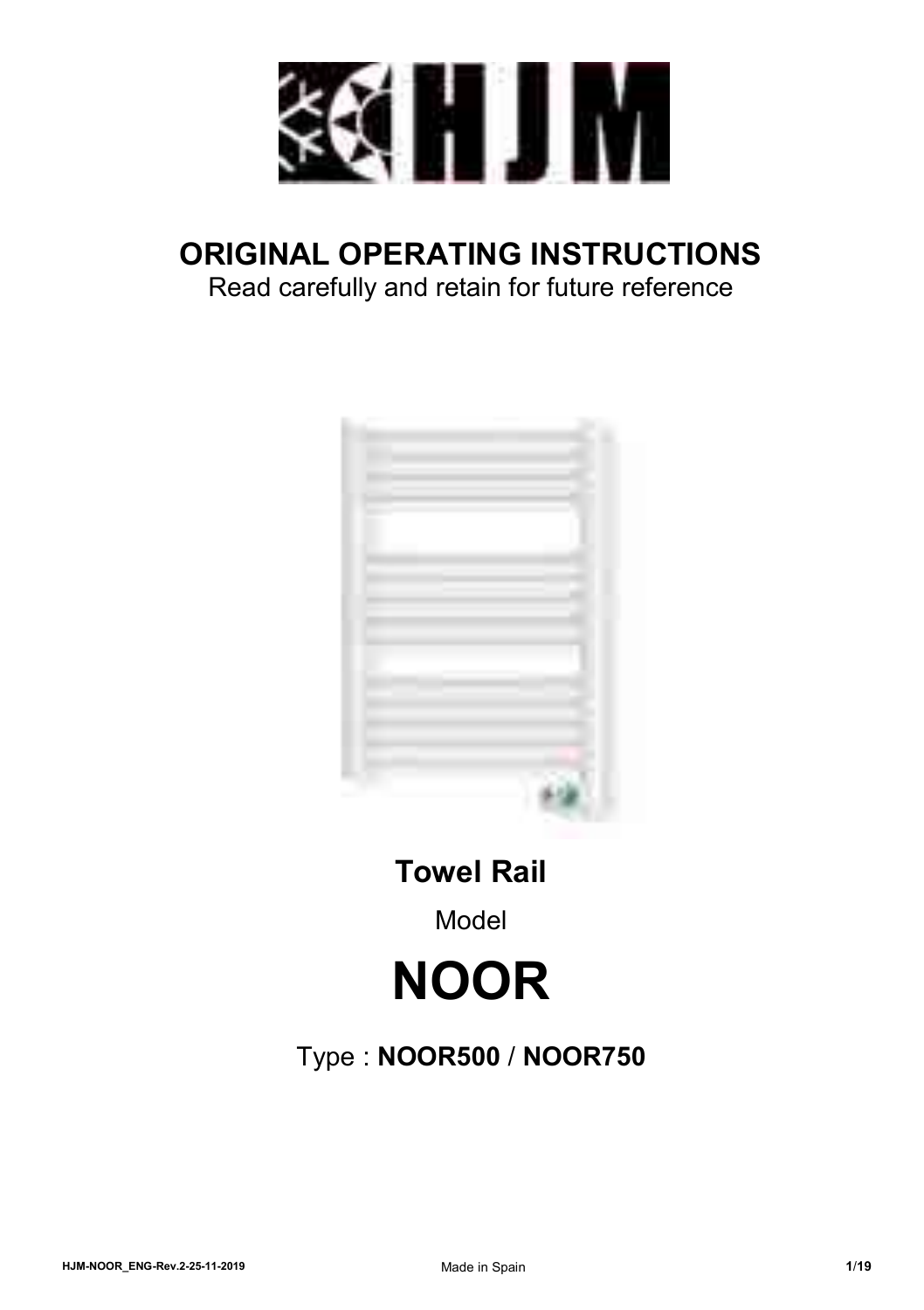# ORIGINAL OPERATING INSTRUCTIONS

Read carefully and retain for future reference

## Towel Rail

Model

# NOOR

Type : **NOOR500** / **NOOR750**

HJM-NOOR_ENG-Rev.2-25-11-2019

Made in Spain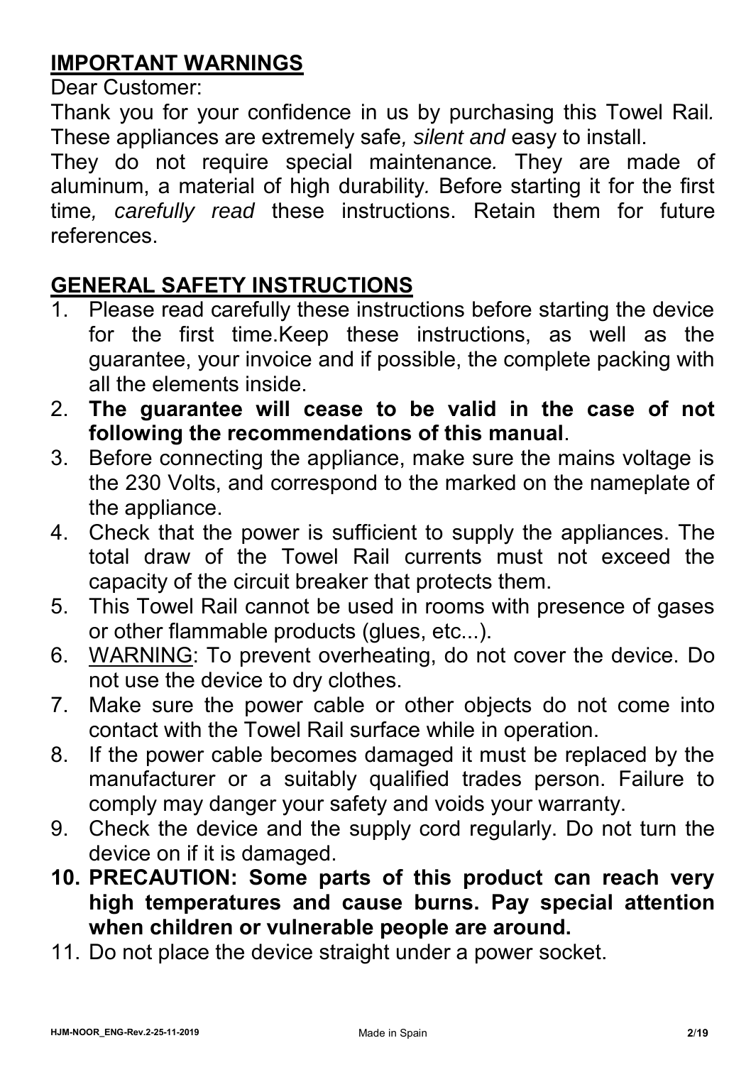## IMPORTANT WARNINGS

Dear Customer:

Thank you for your confidence in us by purchasing this Towel Rail*.* These appliances are extremely safe*, silent and* easy to install.

They do not require special maintenance*.* They are made of aluminum, a material of high durability*.* Before starting it for the first time*, carefully read* these instructions. Retain them for future references.

## GENERAL SAFETY INSTRUCTIONS

1. Please read carefully these instructions before starting the device for the first time.Keep these instructions, as well as the guarantee, your invoice and if possible, the complete packing with all the elements inside.
2. **The guarantee will cease to be valid in the case of not following the recommendations of this manual**.
3. Before connecting the appliance, make sure the mains voltage is the 230 Volts, and correspond to the marked on the nameplate of the appliance.
4. Check that the power is sufficient to supply the appliances. The total draw of the Towel Rail currents must not exceed the capacity of the circuit breaker that protects them.
5. This Towel Rail cannot be used in rooms with presence of gases or other flammable products (glues, etc...).
6. <u>WARNING</u>: To prevent overheating, do not cover the device. Do not use the device to dry clothes.
7. Make sure the power cable or other objects do not come into contact with the Towel Rail surface while in operation.
8. If the power cable becomes damaged it must be replaced by the manufacturer or a suitably qualified trades person. Failure to comply may danger your safety and voids your warranty.
9. Check the device and the supply cord regularly. Do not turn the device on if it is damaged.
10. **PRECAUTION: Some parts of this product can reach very high temperatures and cause burns. Pay special attention when children or vulnerable people are around.**
11. Do not place the device straight under a power socket.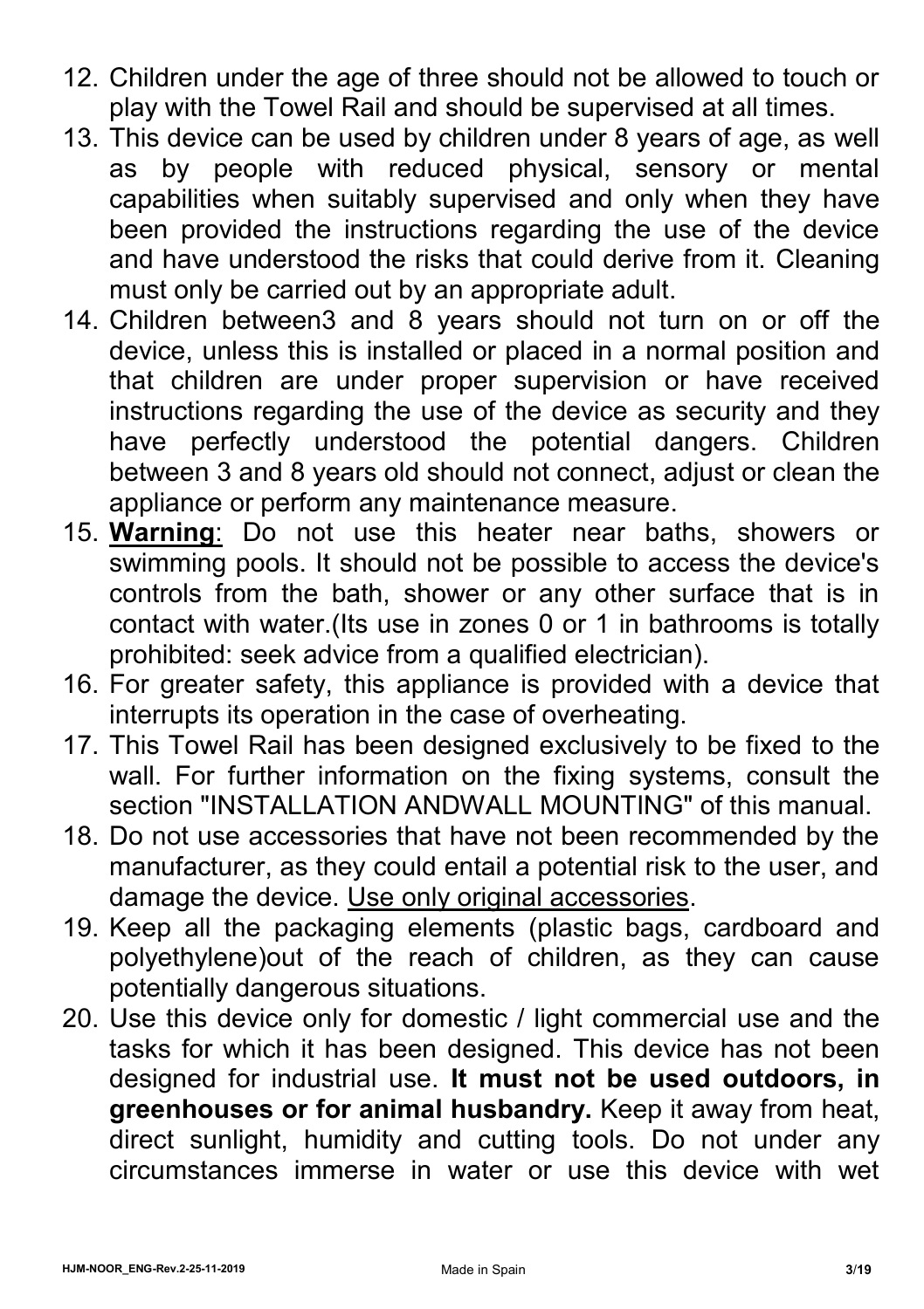12. Children under the age of three should not be allowed to touch or play with the Towel Rail and should be supervised at all times.
13. This device can be used by children under 8 years of age, as well as by people with reduced physical, sensory or mental capabilities when suitably supervised and only when they have been provided the instructions regarding the use of the device and have understood the risks that could derive from it. Cleaning must only be carried out by an appropriate adult.
14. Children between3 and 8 years should not turn on or off the device, unless this is installed or placed in a normal position and that children are under proper supervision or have received instructions regarding the use of the device as security and they have perfectly understood the potential dangers. Children between 3 and 8 years old should not connect, adjust or clean the appliance or perform any maintenance measure.
15. **Warning**: Do not use this heater near baths, showers or swimming pools. It should not be possible to access the device's controls from the bath, shower or any other surface that is in contact with water.(Its use in zones 0 or 1 in bathrooms is totally prohibited: seek advice from a qualified electrician).
16. For greater safety, this appliance is provided with a device that interrupts its operation in the case of overheating.
17. This Towel Rail has been designed exclusively to be fixed to the wall. For further information on the fixing systems, consult the section "INSTALLATION ANDWALL MOUNTING" of this manual.
18. Do not use accessories that have not been recommended by the manufacturer, as they could entail a potential risk to the user, and damage the device. Use only original accessories.
19. Keep all the packaging elements (plastic bags, cardboard and polyethylene)out of the reach of children, as they can cause potentially dangerous situations.
20. Use this device only for domestic / light commercial use and the tasks for which it has been designed. This device has not been designed for industrial use. **It must not be used outdoors, in greenhouses or for animal husbandry.** Keep it away from heat, direct sunlight, humidity and cutting tools. Do not under any circumstances immerse in water or use this device with wet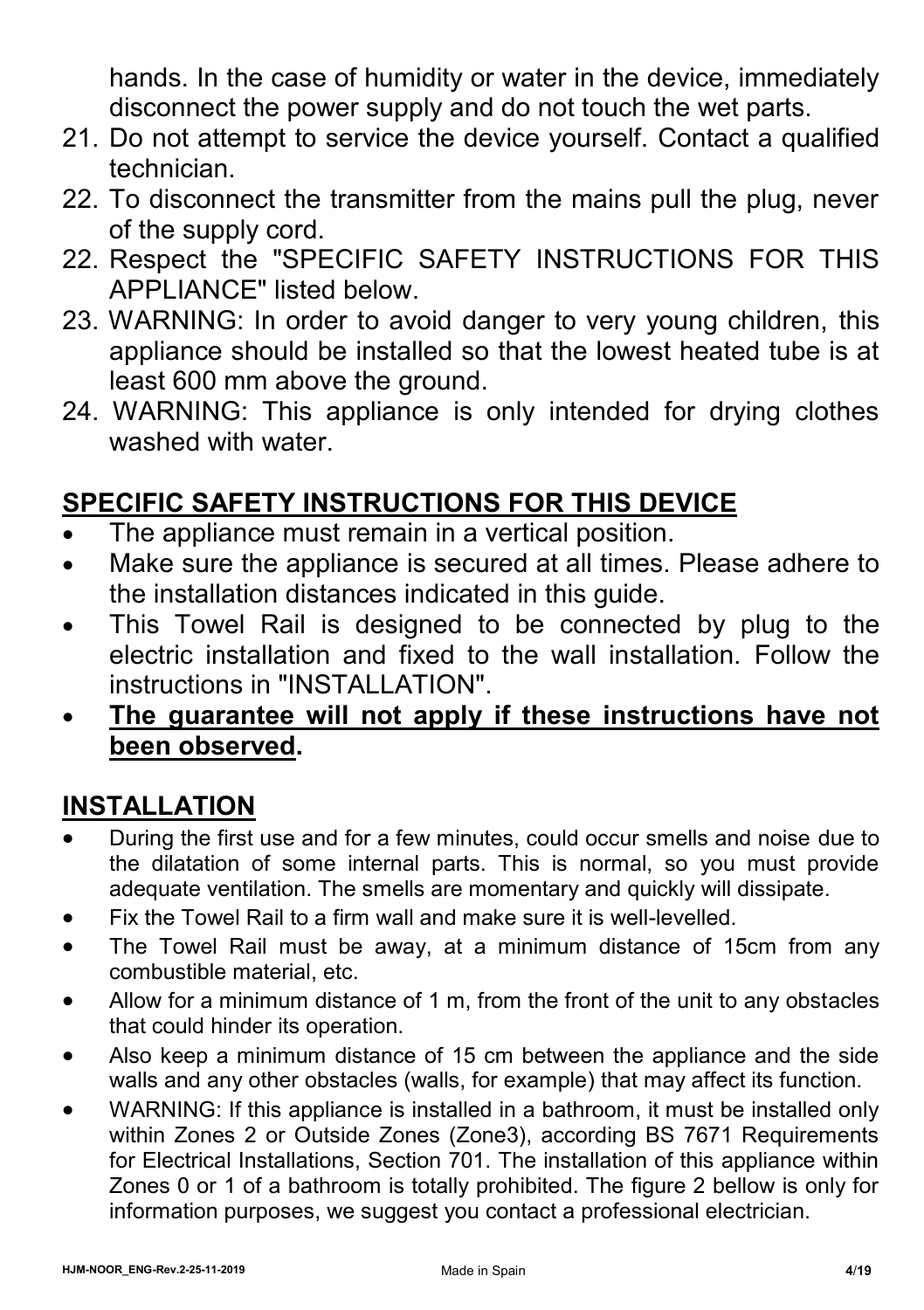hands. In the case of humidity or water in the device, immediately disconnect the power supply and do not touch the wet parts.

21. Do not attempt to service the device yourself. Contact a qualified technician.
22. To disconnect the transmitter from the mains pull the plug, never of the supply cord.
22. Respect the "SPECIFIC SAFETY INSTRUCTIONS FOR THIS APPLIANCE" listed below.
23. WARNING: In order to avoid danger to very young children, this appliance should be installed so that the lowest heated tube is at least 600 mm above the ground.
24. WARNING: This appliance is only intended for drying clothes washed with water.

## SPECIFIC SAFETY INSTRUCTIONS FOR THIS DEVICE

- The appliance must remain in a vertical position.
- Make sure the appliance is secured at all times. Please adhere to the installation distances indicated in this guide.
- This Towel Rail is designed to be connected by plug to the electric installation and fixed to the wall installation. Follow the instructions in "INSTALLATION".
- **The guarantee will not apply if these instructions have not been observed.**

## INSTALLATION

- During the first use and for a few minutes, could occur smells and noise due to the dilatation of some internal parts. This is normal, so you must provide adequate ventilation. The smells are momentary and quickly will dissipate.
- Fix the Towel Rail to a firm wall and make sure it is well-levelled.
- The Towel Rail must be away, at a minimum distance of 15cm from any combustible material, etc.
- Allow for a minimum distance of 1 m, from the front of the unit to any obstacles that could hinder its operation.
- Also keep a minimum distance of 15 cm between the appliance and the side walls and any other obstacles (walls, for example) that may affect its function.
- WARNING: If this appliance is installed in a bathroom, it must be installed only within Zones 2 or Outside Zones (Zone3), according BS 7671 Requirements for Electrical Installations, Section 701. The installation of this appliance within Zones 0 or 1 of a bathroom is totally prohibited. The figure 2 bellow is only for information purposes, we suggest you contact a professional electrician.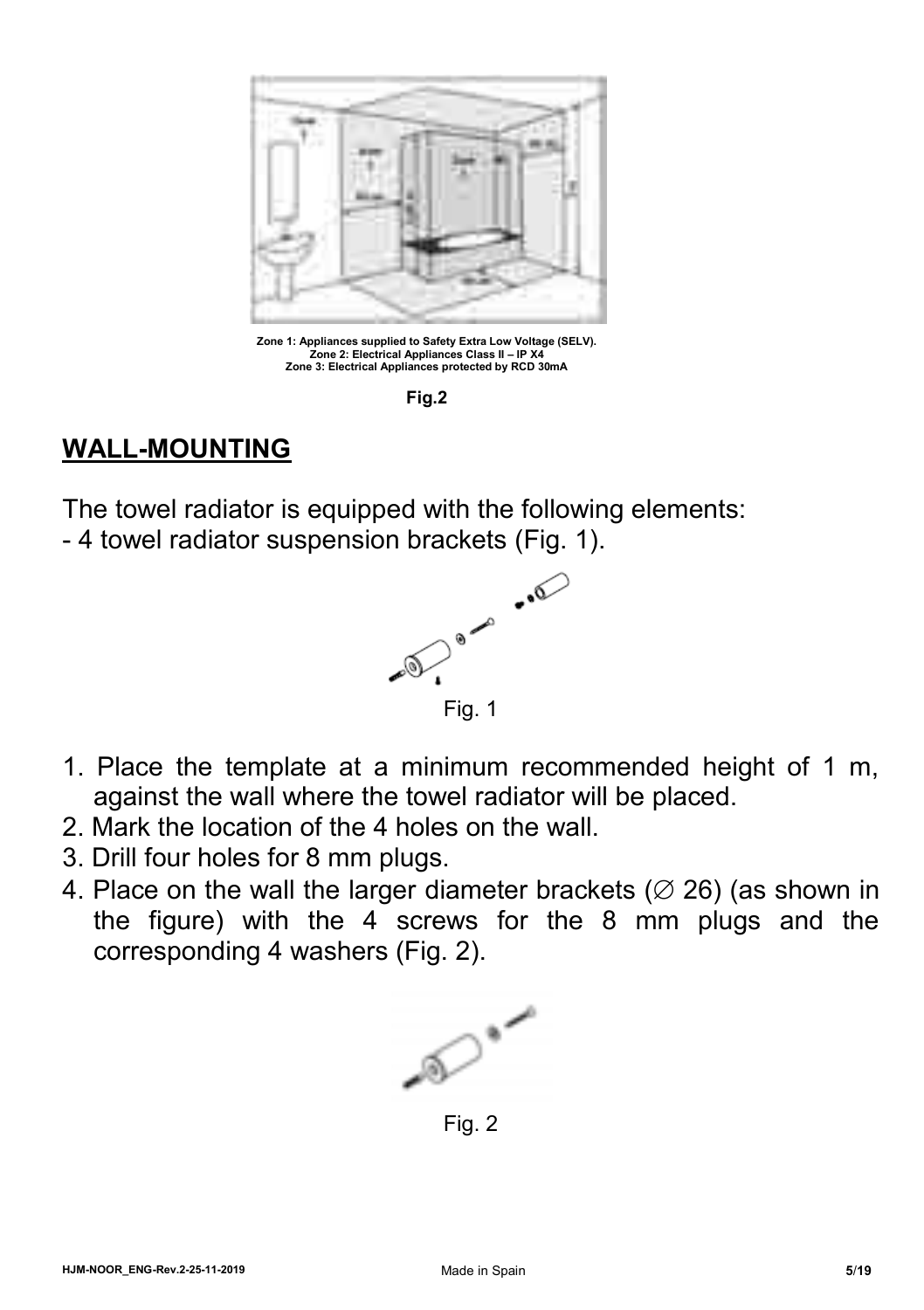Zone 1: Appliances supplied to Safety Extra Low Voltage (SELV).
Zone 2: Electrical Appliances Class II – IP X4
Zone 3: Electrical Appliances protected by RCD 30mA

**Fig.2**

## WALL-MOUNTING

The towel radiator is equipped with the following elements:
- 4 towel radiator suspension brackets (Fig. 1).

Fig. 1

1. Place the template at a minimum recommended height of 1 m, against the wall where the towel radiator will be placed.
2. Mark the location of the 4 holes on the wall.
3. Drill four holes for 8 mm plugs.
4. Place on the wall the larger diameter brackets (∅ 26) (as shown in the figure) with the 4 screws for the 8 mm plugs and the corresponding 4 washers (Fig. 2).

Fig. 2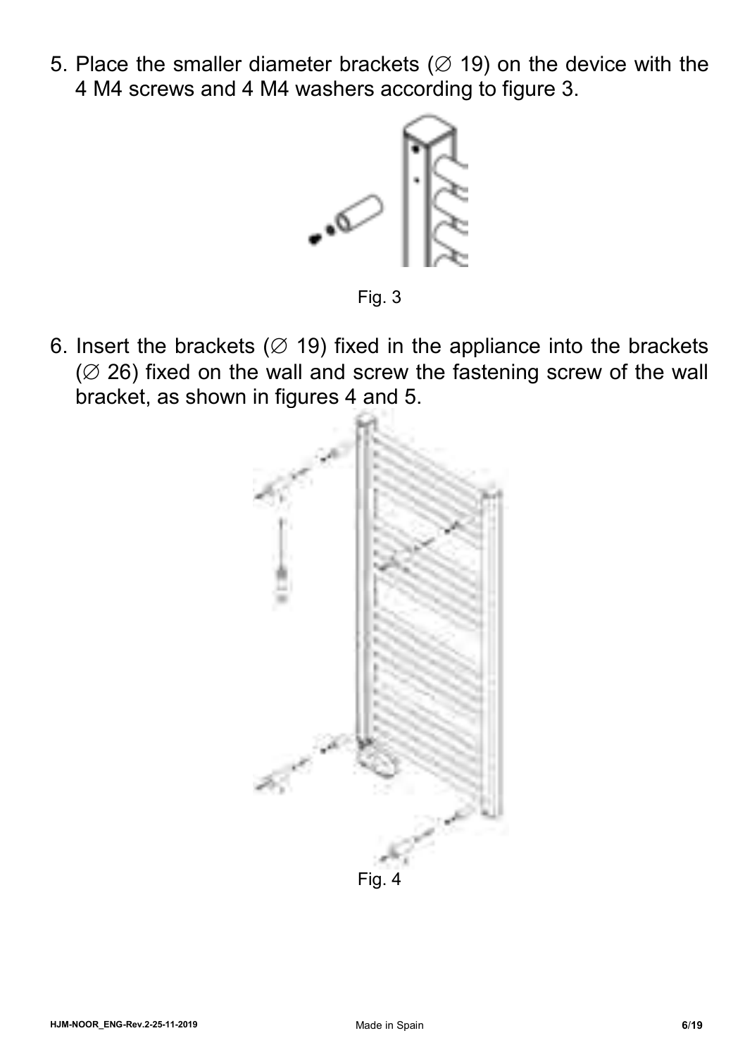5. Place the smaller diameter brackets (∅ 19) on the device with the 4 M4 screws and 4 M4 washers according to figure 3.

Fig. 3

6. Insert the brackets (∅ 19) fixed in the appliance into the brackets (∅ 26) fixed on the wall and screw the fastening screw of the wall bracket, as shown in figures 4 and 5.

Fig. 4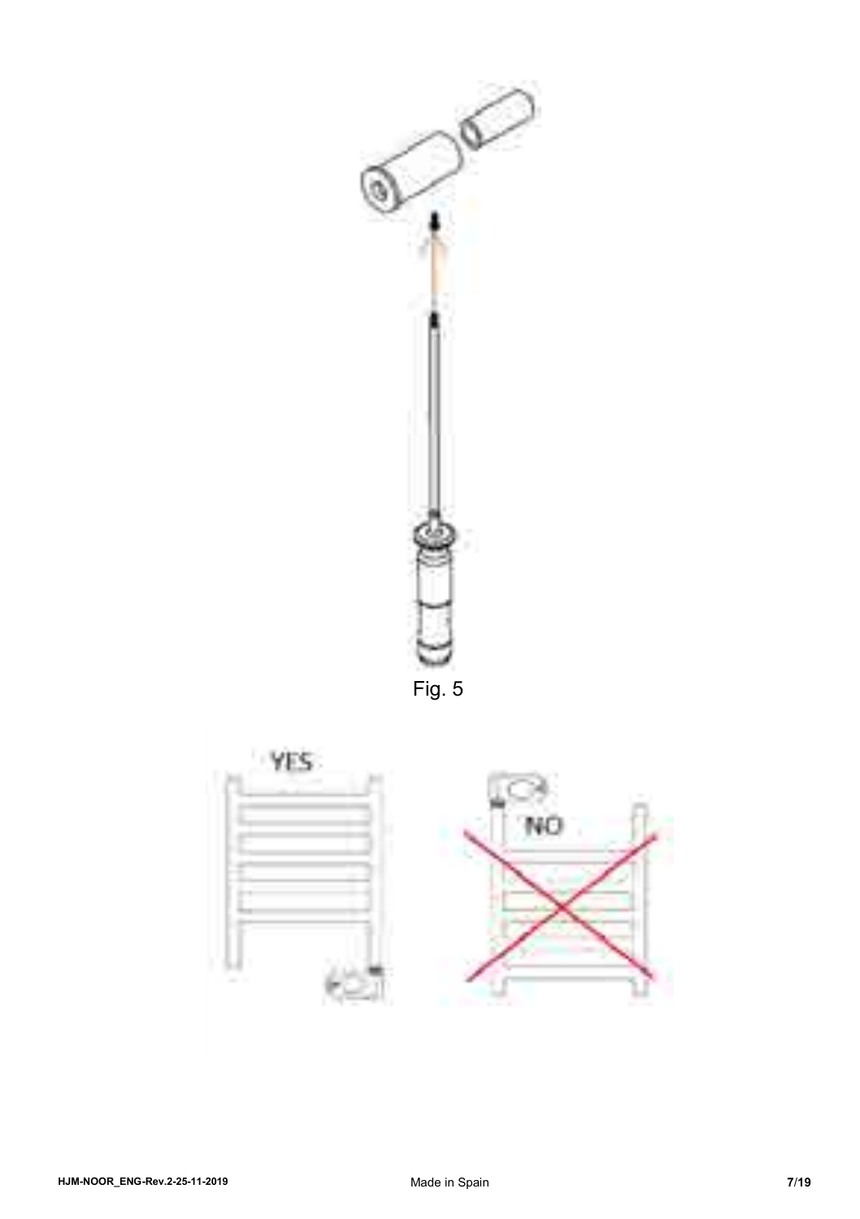Fig. 5

YES

NO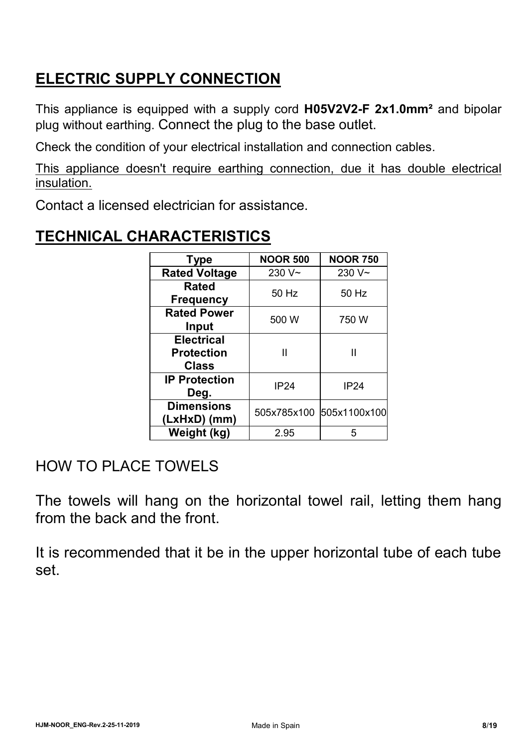## ELECTRIC SUPPLY CONNECTION

This appliance is equipped with a supply cord **H05V2V2-F 2x1.0mm²** and bipolar plug without earthing. Connect the plug to the base outlet.

Check the condition of your electrical installation and connection cables.

<u>This appliance doesn't require earthing connection, due it has double electrical insulation.</u>

Contact a licensed electrician for assistance.

## TECHNICAL CHARACTERISTICS

| Type | NOOR 500 | NOOR 750 |
| --- | --- | --- |
| **Rated Voltage** | 230 V~ | 230 V~ |
| **Rated Frequency** | 50 Hz | 50 Hz |
| **Rated Power Input** | 500 W | 750 W |
| **Electrical Protection Class** | II | II |
| **IP Protection Deg.** | IP24 | IP24 |
| **Dimensions (LxHxD) (mm)** | 505x785x100 | 505x1100x100 |
| **Weight (kg)** | 2.95 | 5 |

HOW TO PLACE TOWELS

The towels will hang on the horizontal towel rail, letting them hang from the back and the front.

It is recommended that it be in the upper horizontal tube of each tube set.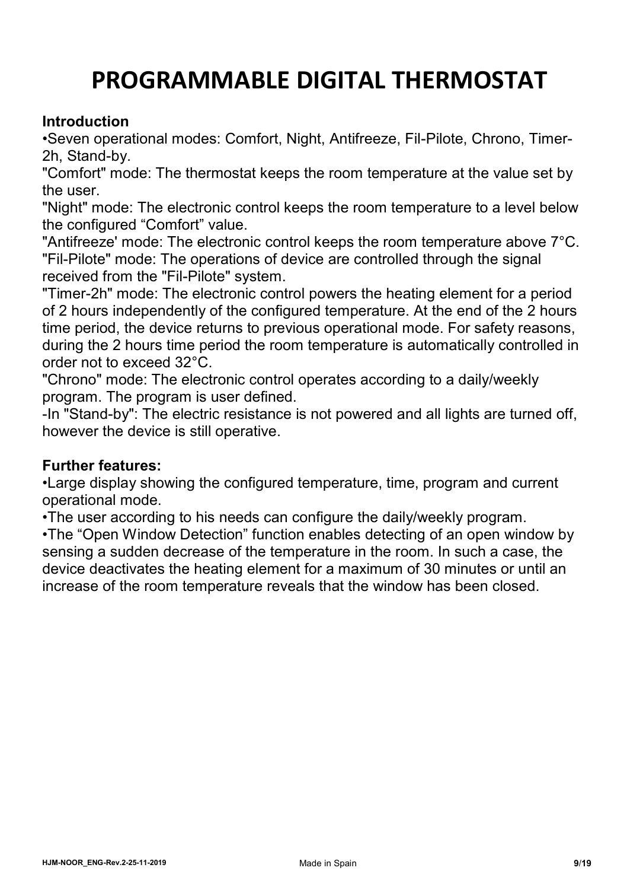# PROGRAMMABLE DIGITAL THERMOSTAT

**Introduction**

•Seven operational modes: Comfort, Night, Antifreeze, Fil-Pilote, Chrono, Timer-2h, Stand-by.

"Comfort" mode: The thermostat keeps the room temperature at the value set by the user.

"Night" mode: The electronic control keeps the room temperature to a level below the configured “Comfort” value.

"Antifreeze' mode: The electronic control keeps the room temperature above 7°C.

"Fil-Pilote" mode: The operations of device are controlled through the signal received from the "Fil-Pilote" system.

"Timer-2h" mode: The electronic control powers the heating element for a period of 2 hours independently of the configured temperature. At the end of the 2 hours time period, the device returns to previous operational mode. For safety reasons, during the 2 hours time period the room temperature is automatically controlled in order not to exceed 32°C.

"Chrono" mode: The electronic control operates according to a daily/weekly program. The program is user defined.

-In "Stand-by": The electric resistance is not powered and all lights are turned off, however the device is still operative.

**Further features:**

•Large display showing the configured temperature, time, program and current operational mode.

•The user according to his needs can configure the daily/weekly program.

•The “Open Window Detection” function enables detecting of an open window by sensing a sudden decrease of the temperature in the room. In such a case, the device deactivates the heating element for a maximum of 30 minutes or until an increase of the room temperature reveals that the window has been closed.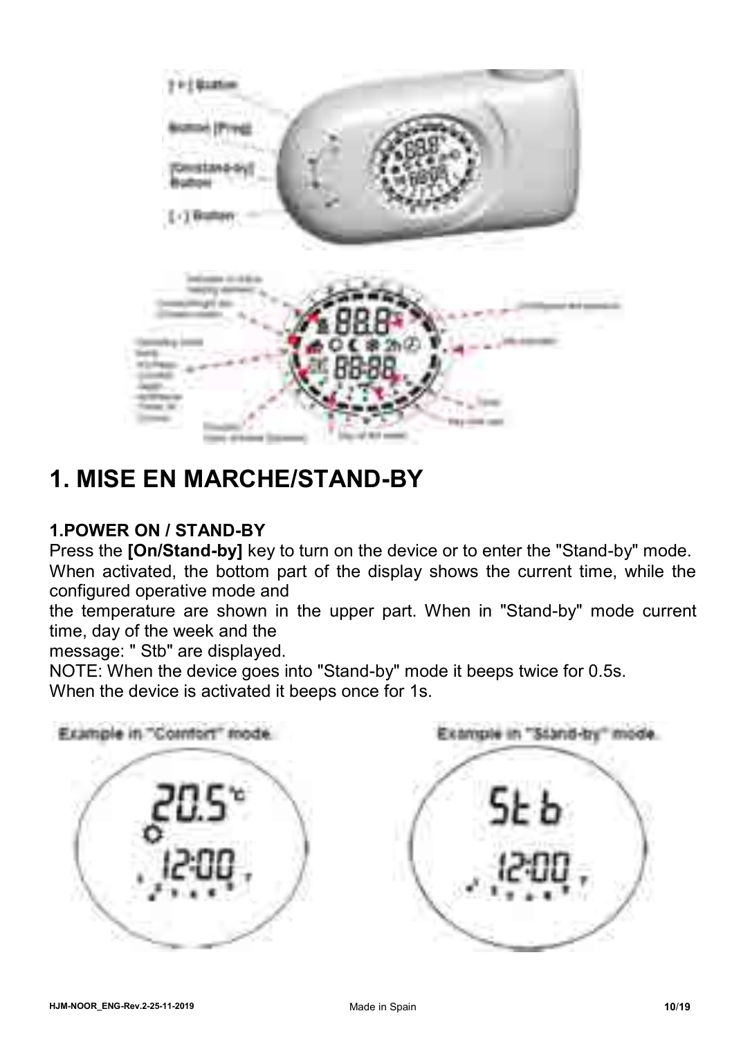# 1. MISE EN MARCHE/STAND-BY

### 1.POWER ON / STAND-BY

Press the **[On/Stand-by]** key to turn on the device or to enter the "Stand-by" mode. When activated, the bottom part of the display shows the current time, while the configured operative mode and the temperature are shown in the upper part. When in "Stand-by" mode current time, day of the week and the message: " Stb" are displayed.

NOTE: When the device goes into "Stand-by" mode it beeps twice for 0.5s.
When the device is activated it beeps once for 1s.

Example in "Comfort" mode.

Example in "Stand-by" mode.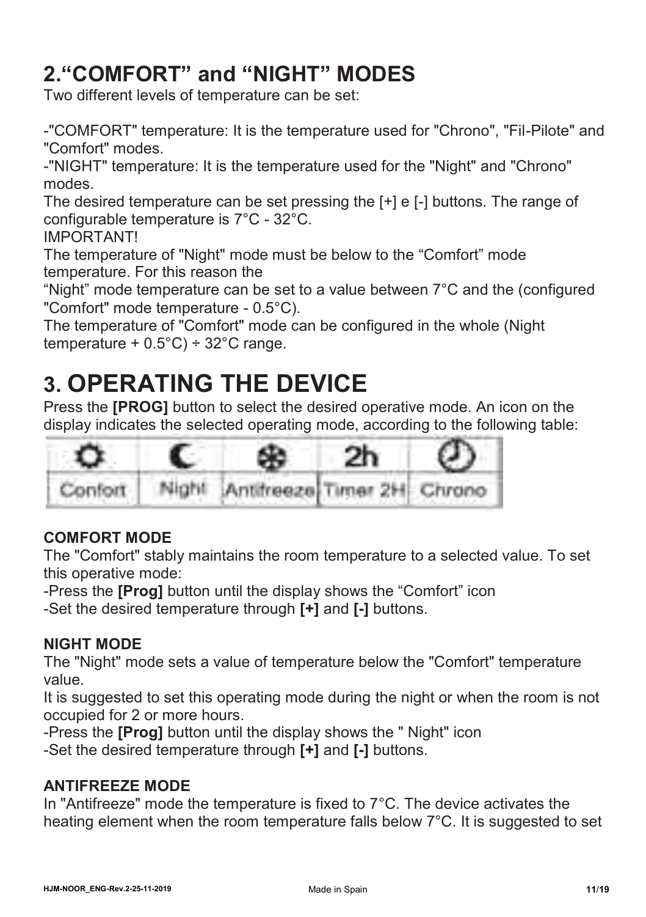## 2.“COMFORT” and “NIGHT” MODES

Two different levels of temperature can be set:

-"COMFORT" temperature: It is the temperature used for "Chrono", "Fil-Pilote" and "Comfort" modes.
-"NIGHT" temperature: It is the temperature used for the "Night" and "Chrono" modes.
The desired temperature can be set pressing the [+] e [-] buttons. The range of configurable temperature is 7°C - 32°C.
IMPORTANT!
The temperature of "Night" mode must be below to the “Comfort” mode temperature. For this reason the
“Night” mode temperature can be set to a value between 7°C and the (configured "Comfort" mode temperature - 0.5°C).
The temperature of "Comfort" mode can be configured in the whole (Night temperature + 0.5°C) ÷ 32°C range.

## 3. OPERATING THE DEVICE

Press the **[PROG]** button to select the desired operative mode. An icon on the display indicates the selected operating mode, according to the following table:

| ☼ | ☾ | ❄ | 2h | ◷ |
|---|---|---|---|---|
| Confort | Night | Antifreeze | Timer 2H | Chrono |

### COMFORT MODE

The "Comfort" stably maintains the room temperature to a selected value. To set this operative mode:
-Press the **[Prog]** button until the display shows the “Comfort” icon
-Set the desired temperature through **[+]** and **[-]** buttons.

### NIGHT MODE

The "Night" mode sets a value of temperature below the "Comfort" temperature value.
It is suggested to set this operating mode during the night or when the room is not occupied for 2 or more hours.
-Press the **[Prog]** button until the display shows the " Night" icon
-Set the desired temperature through **[+]** and **[-]** buttons.

### ANTIFREEZE MODE

In "Antifreeze" mode the temperature is fixed to 7°C. The device activates the heating element when the room temperature falls below 7°C. It is suggested to set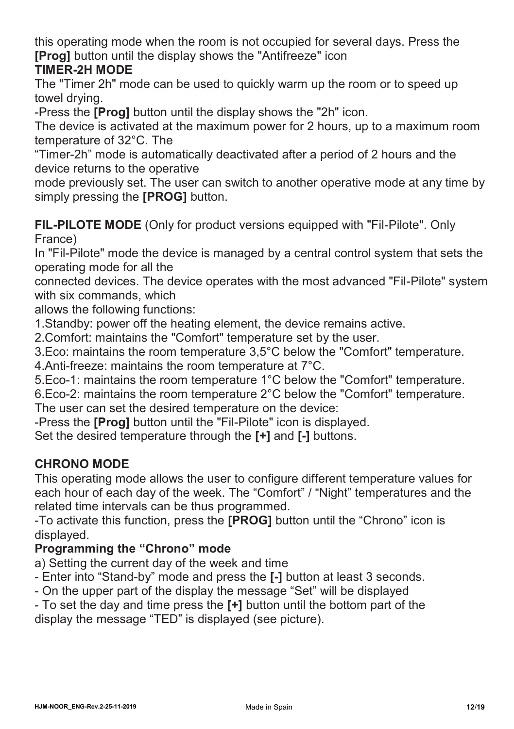this operating mode when the room is not occupied for several days. Press the **[Prog]** button until the display shows the "Antifreeze" icon

**TIMER-2H MODE**

The "Timer 2h" mode can be used to quickly warm up the room or to speed up towel drying.

-Press the **[Prog]** button until the display shows the "2h" icon.

The device is activated at the maximum power for 2 hours, up to a maximum room temperature of 32°C. The "Timer-2h" mode is automatically deactivated after a period of 2 hours and the device returns to the operative mode previously set. The user can switch to another operative mode at any time by simply pressing the **[PROG]** button.

**FIL-PILOTE MODE** (Only for product versions equipped with "Fil-Pilote". Only France)

In "Fil-Pilote" mode the device is managed by a central control system that sets the operating mode for all the connected devices. The device operates with the most advanced "Fil-Pilote" system with six commands, which allows the following functions:

1. Standby: power off the heating element, the device remains active.
2. Comfort: maintains the "Comfort" temperature set by the user.
3. Eco: maintains the room temperature 3,5°C below the "Comfort" temperature.
4. Anti-freeze: maintains the room temperature at 7°C.
5. Eco-1: maintains the room temperature 1°C below the "Comfort" temperature.
6. Eco-2: maintains the room temperature 2°C below the "Comfort" temperature.

The user can set the desired temperature on the device:

-Press the **[Prog]** button until the "Fil-Pilote" icon is displayed.

Set the desired temperature through the **[+]** and **[-]** buttons.

**CHRONO MODE**

This operating mode allows the user to configure different temperature values for each hour of each day of the week. The "Comfort" / "Night" temperatures and the related time intervals can be thus programmed.

-To activate this function, press the **[PROG]** button until the "Chrono" icon is displayed.

**Programming the "Chrono" mode**

a) Setting the current day of the week and time

- Enter into "Stand-by" mode and press the **[-]** button at least 3 seconds.
- On the upper part of the display the message "Set" will be displayed
- To set the day and time press the **[+]** button until the bottom part of the display the message "TED" is displayed (see picture).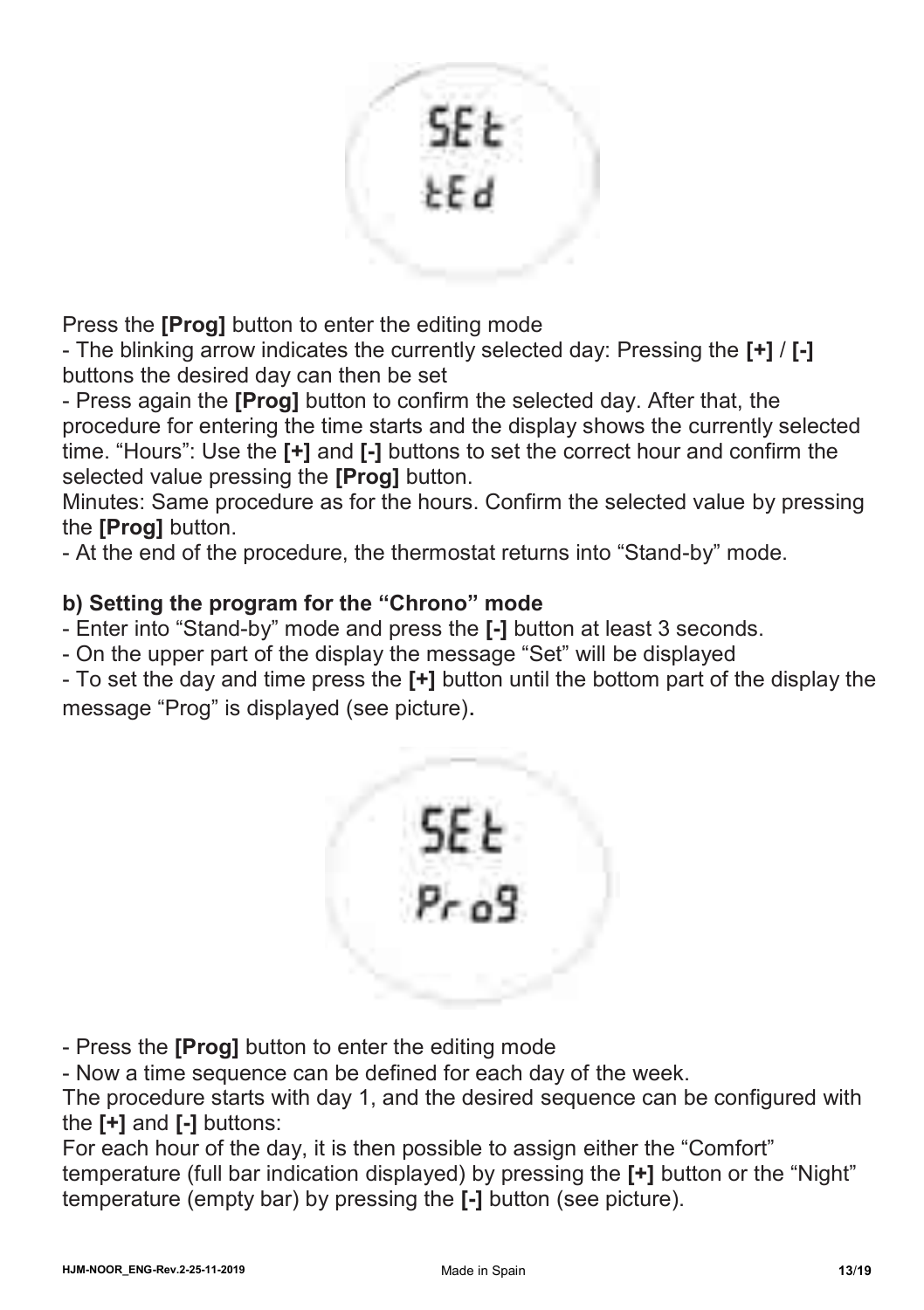Press the **[Prog]** button to enter the editing mode

- The blinking arrow indicates the currently selected day: Pressing the **[+]** / **[-]** buttons the desired day can then be set
- Press again the **[Prog]** button to confirm the selected day. After that, the procedure for entering the time starts and the display shows the currently selected time. "Hours": Use the **[+]** and **[-]** buttons to set the correct hour and confirm the selected value pressing the **[Prog]** button.

Minutes: Same procedure as for the hours. Confirm the selected value by pressing the **[Prog]** button.

- At the end of the procedure, the thermostat returns into "Stand-by" mode.

**b) Setting the program for the "Chrono" mode**

- Enter into "Stand-by" mode and press the **[-]** button at least 3 seconds.
- On the upper part of the display the message "Set" will be displayed
- To set the day and time press the **[+]** button until the bottom part of the display the message "Prog" is displayed (see picture).

- Press the **[Prog]** button to enter the editing mode
- Now a time sequence can be defined for each day of the week.

The procedure starts with day 1, and the desired sequence can be configured with the **[+]** and **[-]** buttons:

For each hour of the day, it is then possible to assign either the "Comfort" temperature (full bar indication displayed) by pressing the **[+]** button or the "Night" temperature (empty bar) by pressing the **[-]** button (see picture).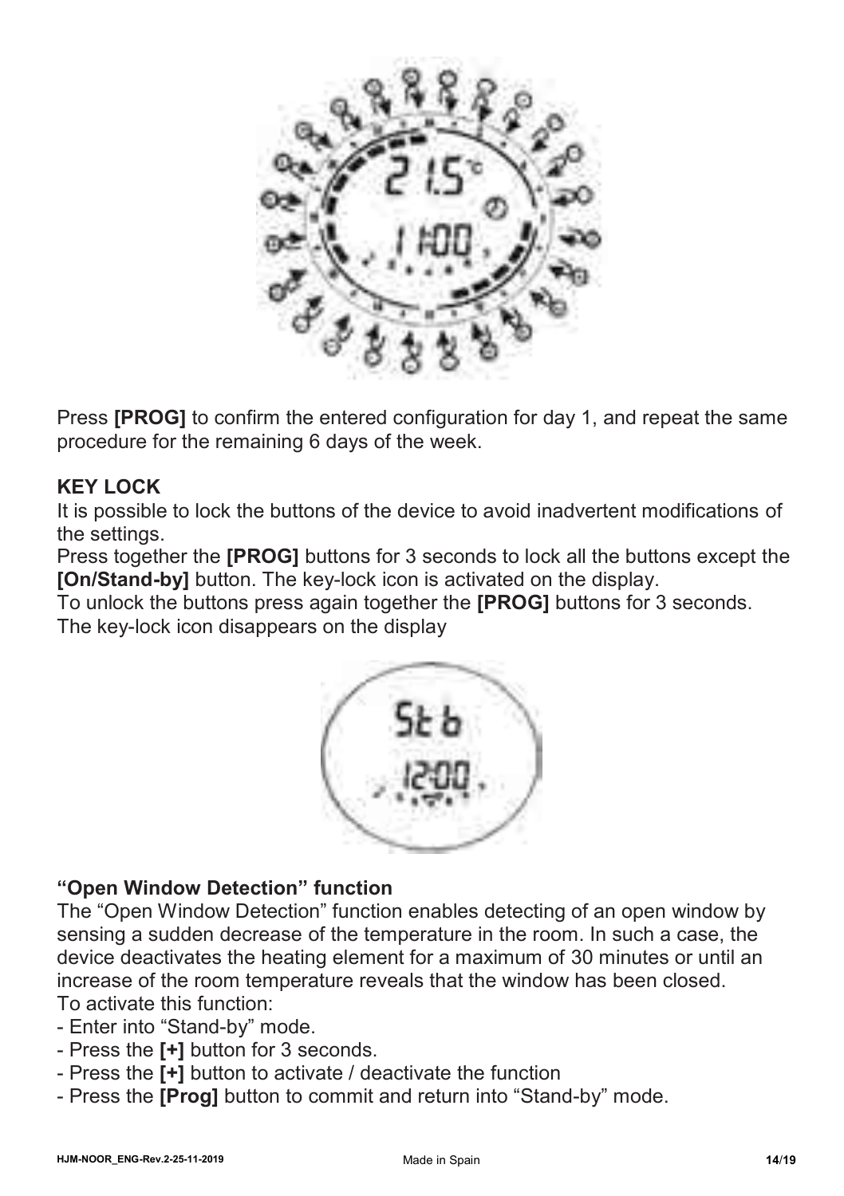Press **[PROG]** to confirm the entered configuration for day 1, and repeat the same procedure for the remaining 6 days of the week.

**KEY LOCK**

It is possible to lock the buttons of the device to avoid inadvertent modifications of the settings.

Press together the **[PROG]** buttons for 3 seconds to lock all the buttons except the **[On/Stand-by]** button. The key-lock icon is activated on the display.

To unlock the buttons press again together the **[PROG]** buttons for 3 seconds. The key-lock icon disappears on the display

**"Open Window Detection" function**

The "Open Window Detection" function enables detecting of an open window by sensing a sudden decrease of the temperature in the room. In such a case, the device deactivates the heating element for a maximum of 30 minutes or until an increase of the room temperature reveals that the window has been closed.

To activate this function:

- Enter into "Stand-by" mode.
- Press the **[+]** button for 3 seconds.
- Press the **[+]** button to activate / deactivate the function
- Press the **[Prog]** button to commit and return into "Stand-by" mode.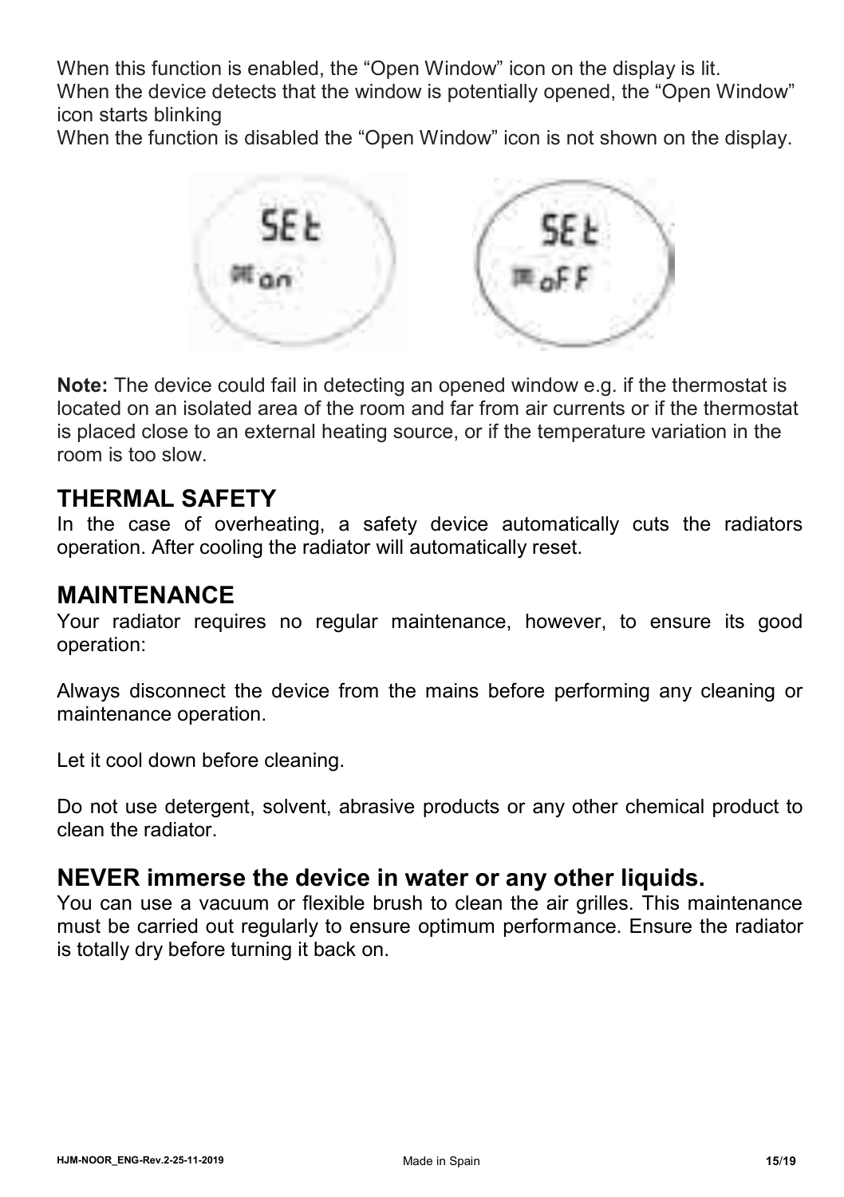When this function is enabled, the “Open Window” icon on the display is lit.
When the device detects that the window is potentially opened, the “Open Window” icon starts blinking
When the function is disabled the “Open Window” icon is not shown on the display.

**Note:** The device could fail in detecting an opened window e.g. if the thermostat is located on an isolated area of the room and far from air currents or if the thermostat is placed close to an external heating source, or if the temperature variation in the room is too slow.

## THERMAL SAFETY

In the case of overheating, a safety device automatically cuts the radiators operation. After cooling the radiator will automatically reset.

## MAINTENANCE

Your radiator requires no regular maintenance, however, to ensure its good operation:

Always disconnect the device from the mains before performing any cleaning or maintenance operation.

Let it cool down before cleaning.

Do not use detergent, solvent, abrasive products or any other chemical product to clean the radiator.

## NEVER immerse the device in water or any other liquids.

You can use a vacuum or flexible brush to clean the air grilles. This maintenance must be carried out regularly to ensure optimum performance. Ensure the radiator is totally dry before turning it back on.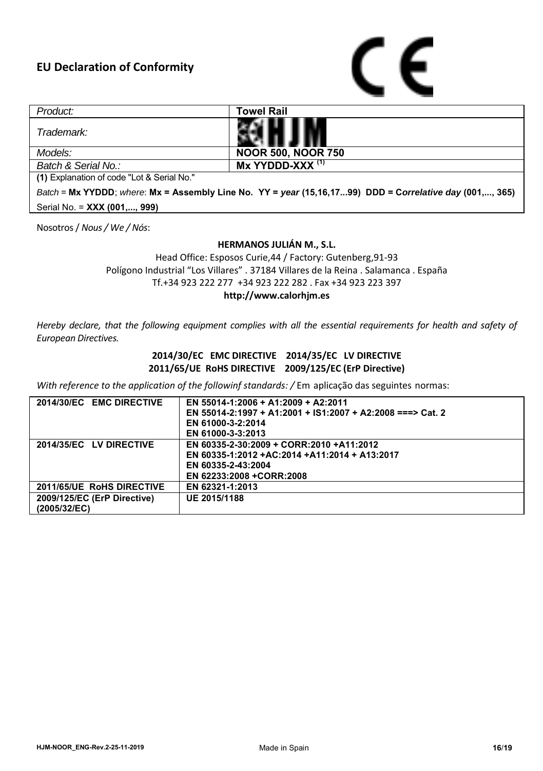# EU Declaration of Conformity

CE

| *Product:* | **Towel Rail** |
|---|---|
| *Trademark:* | HJM |
| *Models:* | **NOOR 500, NOOR 750** |
| *Batch & Serial No.:* | **Mx YYDDD-XXX** [(1)] |

**(1)** Explanation of code "Lot & Serial No."

*Batch* = **Mx YYDDD**; *where*: **Mx = Assembly Line No. YY =** ***year*** **(15,16,17...99) DDD = C*orrelative day* (001,..., 365)**

Serial No. = **XXX (001,..., 999)**

Nosotros / *Nous / We / Nós*:

**HERMANOS JULIÁN M., S.L.**
Head Office: Esposos Curie,44 / Factory: Gutenberg,91-93
Polígono Industrial "Los Villares" . 37184 Villares de la Reina . Salamanca . España
Tf.+34 923 222 277 +34 923 222 282 . Fax +34 923 223 397
**http://www.calorhjm.es**

*Hereby declare, that the following equipment complies with all the essential requirements for health and safety of European Directives.*

**2014/30/EC EMC DIRECTIVE 2014/35/EC LV DIRECTIVE**
**2011/65/UE RoHS DIRECTIVE 2009/125/EC (ErP Directive)**

*With reference to the application of the followinf standards: /* Em aplicação das seguintes normas:

| **2014/30/EC EMC DIRECTIVE** | **EN 55014-1:2006 + A1:2009 + A2:2011**<br>**EN 55014-2:1997 + A1:2001 + IS1:2007 + A2:2008 ===> Cat. 2**<br>**EN 61000-3-2:2014**<br>**EN 61000-3-3:2013** |
|---|---|
| **2014/35/EC LV DIRECTIVE** | **EN 60335-2-30:2009 + CORR:2010 +A11:2012**<br>**EN 60335-1:2012 +AC:2014 +A11:2014 + A13:2017**<br>**EN 60335-2-43:2004**<br>**EN 62233:2008 +CORR:2008** |
| **2011/65/UE RoHS DIRECTIVE** | **EN 62321-1:2013** |
| **2009/125/EC (ErP Directive) (2005/32/EC)** | **UE 2015/1188** |

HJM-NOOR_ENG-Rev.2-25-11-2019 Made in Spain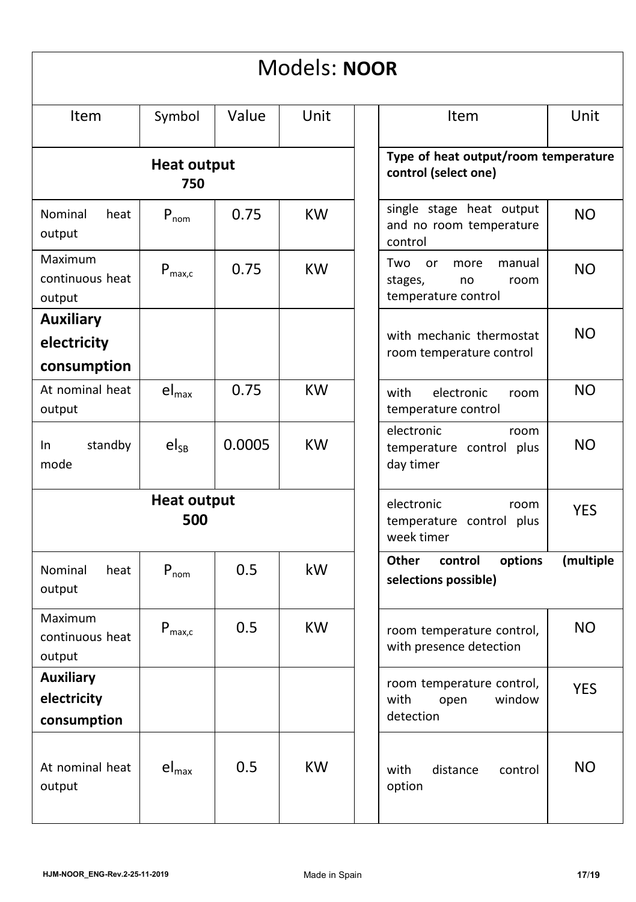# Models: **NOOR**

| Item | Symbol | Value | Unit |
|---|---|---|---|
| **Heat output 750** | | | |
| Nominal heat output | $P_{nom}$ | 0.75 | KW |
| Maximum continuous heat output | $P_{max,c}$ | 0.75 | KW |
| **Auxiliary electricity consumption** | | | |
| At nominal heat output | $el_{max}$ | 0.75 | KW |
| In standby mode | $el_{SB}$ | 0.0005 | KW |
| **Heat output 500** | | | |
| Nominal heat output | $P_{nom}$ | 0.5 | kW |
| Maximum continuous heat output | $P_{max,c}$ | 0.5 | KW |
| **Auxiliary electricity consumption** | | | |
| At nominal heat output | $el_{max}$ | 0.5 | KW |

| Item | Unit |
|---|---|
| **Type of heat output/room temperature control (select one)** | |
| single stage heat output and no room temperature control | NO |
| Two or more manual stages, no room temperature control | NO |
| with mechanic thermostat room temperature control | NO |
| with electronic room temperature control | NO |
| electronic room temperature control plus day timer | NO |
| electronic room temperature control plus week timer | YES |
| **Other control options (multiple selections possible)** | |
| room temperature control, with presence detection | NO |
| room temperature control, with open window detection | YES |
| with distance control option | NO |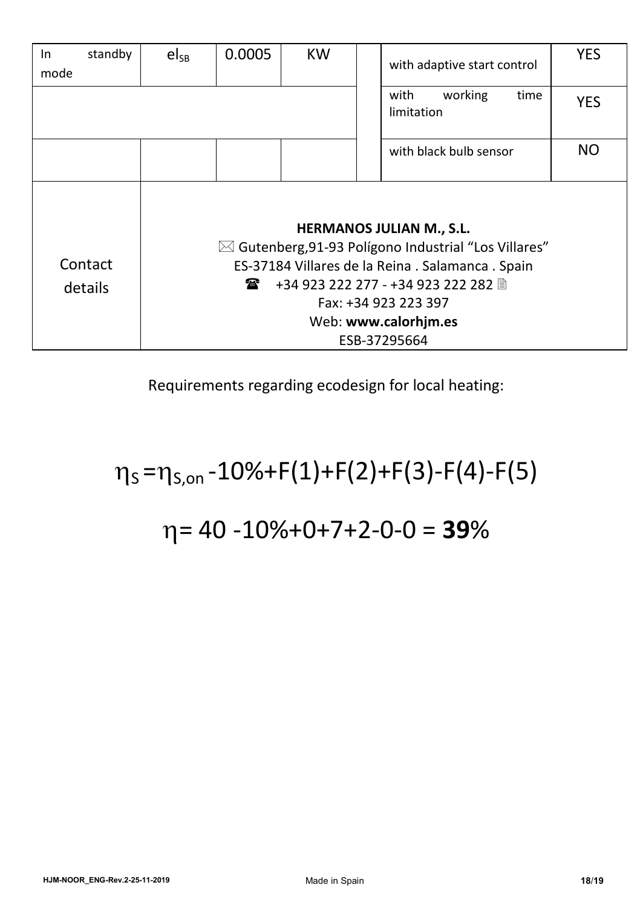| In standby mode | $el_{SB}$ | 0.0005 | KW | | with adaptive start control | YES |
|---|---|---|---|---|---|---|
| | | | | | with working time limitation | YES |
| | | | | | with black bulb sensor | NO |

| Contact details | **HERMANOS JULIAN M., S.L.**<br>⊠ Gutenberg,91-93 Polígono Industrial "Los Villares"<br>ES-37184 Villares de la Reina . Salamanca . Spain<br>☎ +34 923 222 277 - +34 923 222 282 🖹<br>Fax: +34 923 223 397<br>Web: **www.calorhjm.es**<br>ESB-37295664 |
|---|---|

Requirements regarding ecodesign for local heating:

$$\eta_S = \eta_{S,on} - 10\% + F(1) + F(2) + F(3) - F(4) - F(5)$$

$$\eta = 40 - 10\% + 0 + 7 + 2 - 0 - 0 = \mathbf{39}\%$$

HJM-NOOR_ENG-Rev.2-25-11-2019

Made in Spain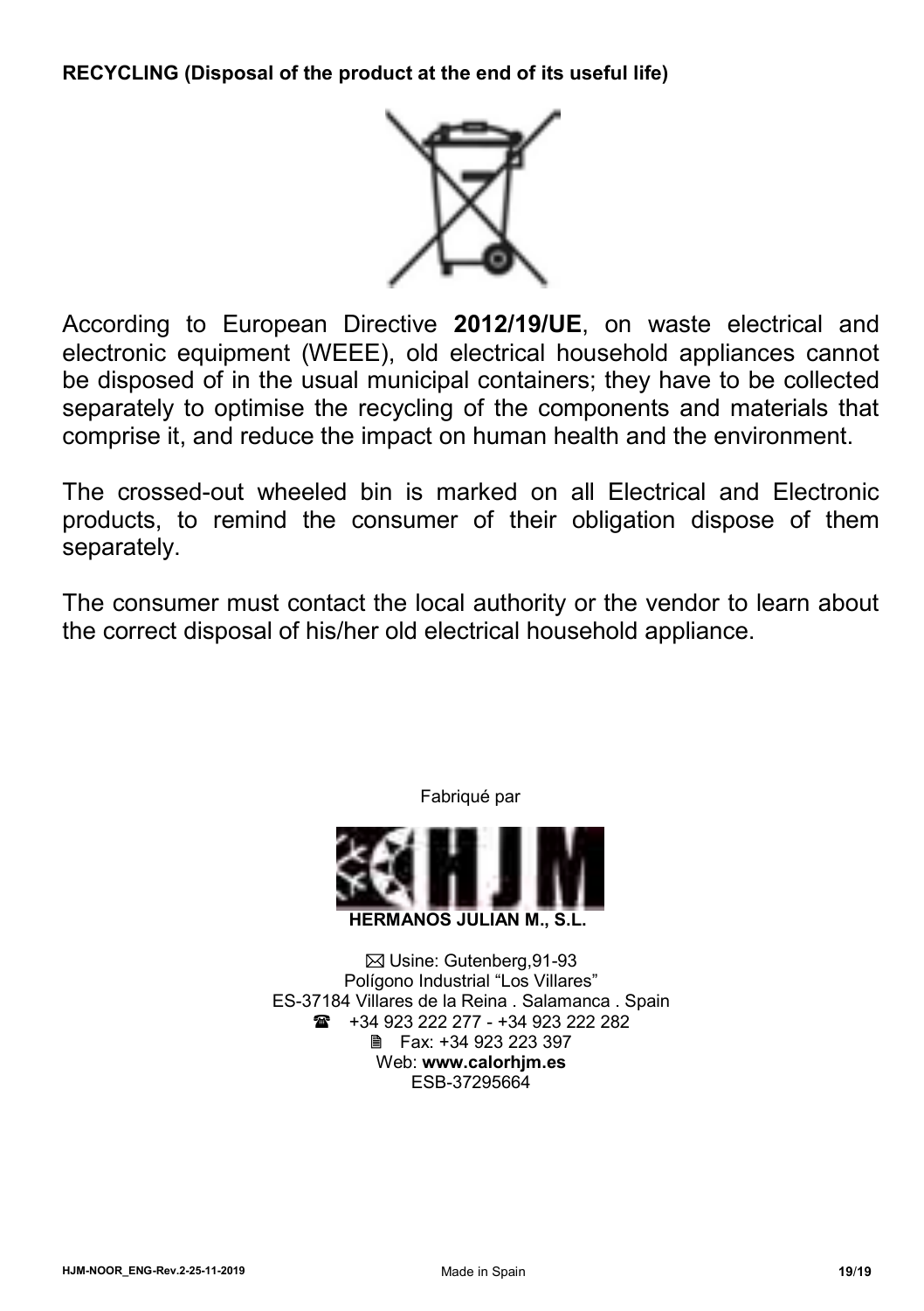**RECYCLING (Disposal of the product at the end of its useful life)**

According to European Directive **2012/19/UE**, on waste electrical and electronic equipment (WEEE), old electrical household appliances cannot be disposed of in the usual municipal containers; they have to be collected separately to optimise the recycling of the components and materials that comprise it, and reduce the impact on human health and the environment.

The crossed-out wheeled bin is marked on all Electrical and Electronic products, to remind the consumer of their obligation dispose of them separately.

The consumer must contact the local authority or the vendor to learn about the correct disposal of his/her old electrical household appliance.

Fabriqué par

**HERMANOS JULIAN M., S.L.**

✉ Usine: Gutenberg,91-93
Polígono Industrial "Los Villares"
ES-37184 Villares de la Reina . Salamanca . Spain
☎ +34 923 222 277 - +34 923 222 282
Fax: +34 923 223 397
Web: **www.calorhjm.es**
ESB-37295664

HJM-NOOR_ENG-Rev.2-25-11-2019

Made in Spain